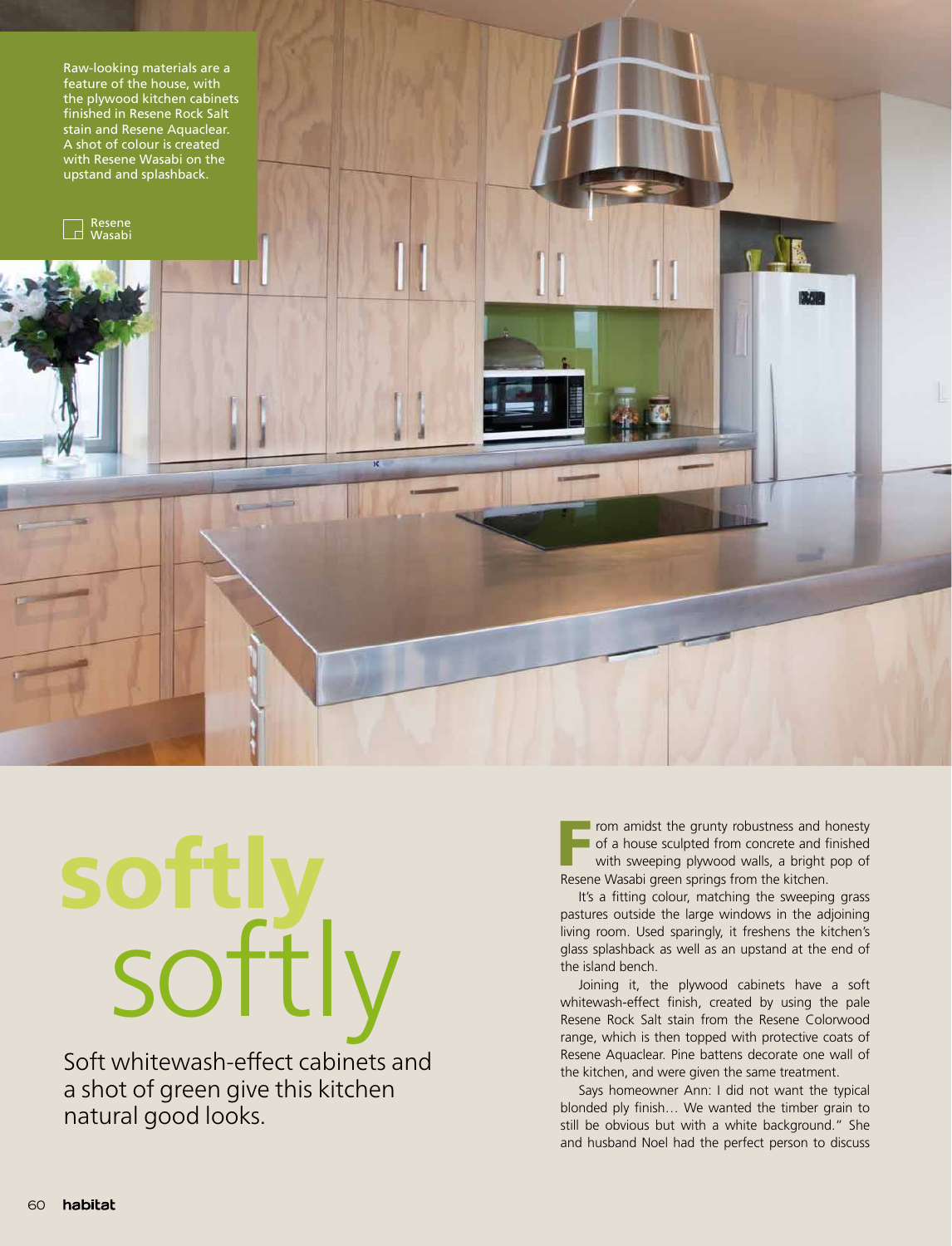Raw-looking materials are a feature of the house, with the plywood kitchen cabinets finished in Resene Rock Salt stain and Resene Aquaclear. A shot of colour is created with Resene Wasabi on the upstand and splashback.

Resene Wasabi

# softly softly

Soft whitewash-effect cabinets and a shot of green give this kitchen natural good looks.

From amidst the grunty robustness and honesty of a house sculpted from concrete and finished with sweeping plywood walls, a bright pop of Resene Wasabi green springs from the kitchen.

It's a fitting colour, matching the sweeping grass pastures outside the large windows in the adjoining living room. Used sparingly, it freshens the kitchen's glass splashback as well as an upstand at the end of the island bench.

Joining it, the plywood cabinets have a soft whitewash-effect finish, created by using the pale Resene Rock Salt stain from the Resene Colorwood range, which is then topped with protective coats of Resene Aquaclear. Pine battens decorate one wall of the kitchen, and were given the same treatment.

Says homeowner Ann: I did not want the typical blonded ply finish… We wanted the timber grain to still be obvious but with a white background." She and husband Noel had the perfect person to discuss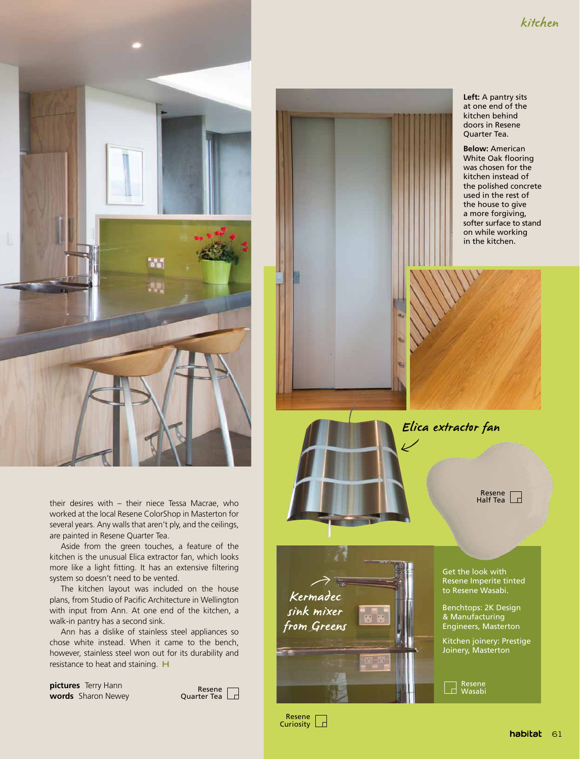their desires with – their niece Tessa Macrae, who worked at the local Resene ColorShop in Masterton for several years. Any walls that aren't ply, and the ceilings, are painted in Resene Quarter Tea.

Aside from the green touches, a feature of the kitchen is the unusual Elica extractor fan, which looks more like a light fitting. It has an extensive filtering system so doesn't need to be vented.

The kitchen layout was included on the house plans, from Studio of Pacific Architecture in Wellington with input from Ann. At one end of the kitchen, a walk-in pantry has a second sink.

Ann has a dislike of stainless steel appliances so chose white instead. When it came to the bench, however, stainless steel won out for its durability and resistance to heat and staining. H

**pictures** Terry Hann
**words** Sharon Newey

Resene Quarter Tea

**Left:** A pantry sits at one end of the kitchen behind doors in Resene Quarter Tea.

**Below:** American White Oak flooring was chosen for the kitchen instead of the polished concrete used in the rest of the house to give a more forgiving, softer surface to stand on while working in the kitchen.

*Elica extractor fan*

Resene Half Tea

*Kermadec sink mixer from Greens*

Get the look with Resene Imperite tinted to Resene Wasabi.

Benchtops: 2K Design & Manufacturing Engineers, Masterton

Kitchen joinery: Prestige Joinery, Masterton

Resene Wasabi

Resene Curiosity